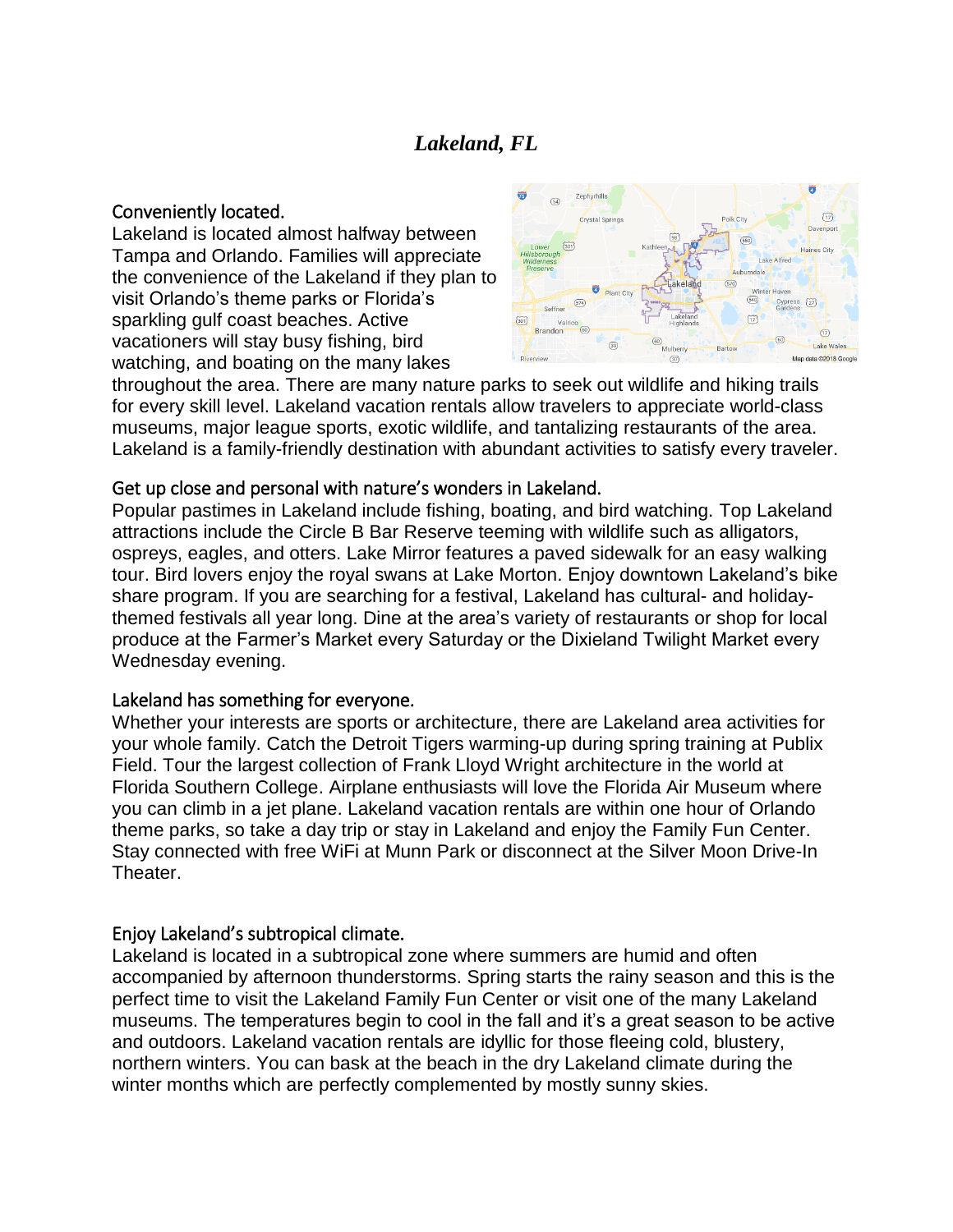# *Lakeland, FL*

## Conveniently located.

Lakeland is located almost halfway between Tampa and Orlando. Families will appreciate the convenience of the Lakeland if they plan to visit Orlando's theme parks or Florida's sparkling gulf coast beaches. Active vacationers will stay busy fishing, bird watching, and boating on the many lakes throughout the area. There are many nature parks to seek out wildlife and hiking trails for every skill level. Lakeland vacation rentals allow travelers to appreciate world-class museums, major league sports, exotic wildlife, and tantalizing restaurants of the area. Lakeland is a family-friendly destination with abundant activities to satisfy every traveler.

## Get up close and personal with nature's wonders in Lakeland.

Popular pastimes in Lakeland include fishing, boating, and bird watching. Top Lakeland attractions include the Circle B Bar Reserve teeming with wildlife such as alligators, ospreys, eagles, and otters. Lake Mirror features a paved sidewalk for an easy walking tour. Bird lovers enjoy the royal swans at Lake Morton. Enjoy downtown Lakeland's bike share program. If you are searching for a festival, Lakeland has cultural- and holiday-themed festivals all year long. Dine at the area's variety of restaurants or shop for local produce at the Farmer's Market every Saturday or the Dixieland Twilight Market every Wednesday evening.

## Lakeland has something for everyone.

Whether your interests are sports or architecture, there are Lakeland area activities for your whole family. Catch the Detroit Tigers warming-up during spring training at Publix Field. Tour the largest collection of Frank Lloyd Wright architecture in the world at Florida Southern College. Airplane enthusiasts will love the Florida Air Museum where you can climb in a jet plane. Lakeland vacation rentals are within one hour of Orlando theme parks, so take a day trip or stay in Lakeland and enjoy the Family Fun Center. Stay connected with free WiFi at Munn Park or disconnect at the Silver Moon Drive-In Theater.

## Enjoy Lakeland's subtropical climate.

Lakeland is located in a subtropical zone where summers are humid and often accompanied by afternoon thunderstorms. Spring starts the rainy season and this is the perfect time to visit the Lakeland Family Fun Center or visit one of the many Lakeland museums. The temperatures begin to cool in the fall and it's a great season to be active and outdoors. Lakeland vacation rentals are idyllic for those fleeing cold, blustery, northern winters. You can bask at the beach in the dry Lakeland climate during the winter months which are perfectly complemented by mostly sunny skies.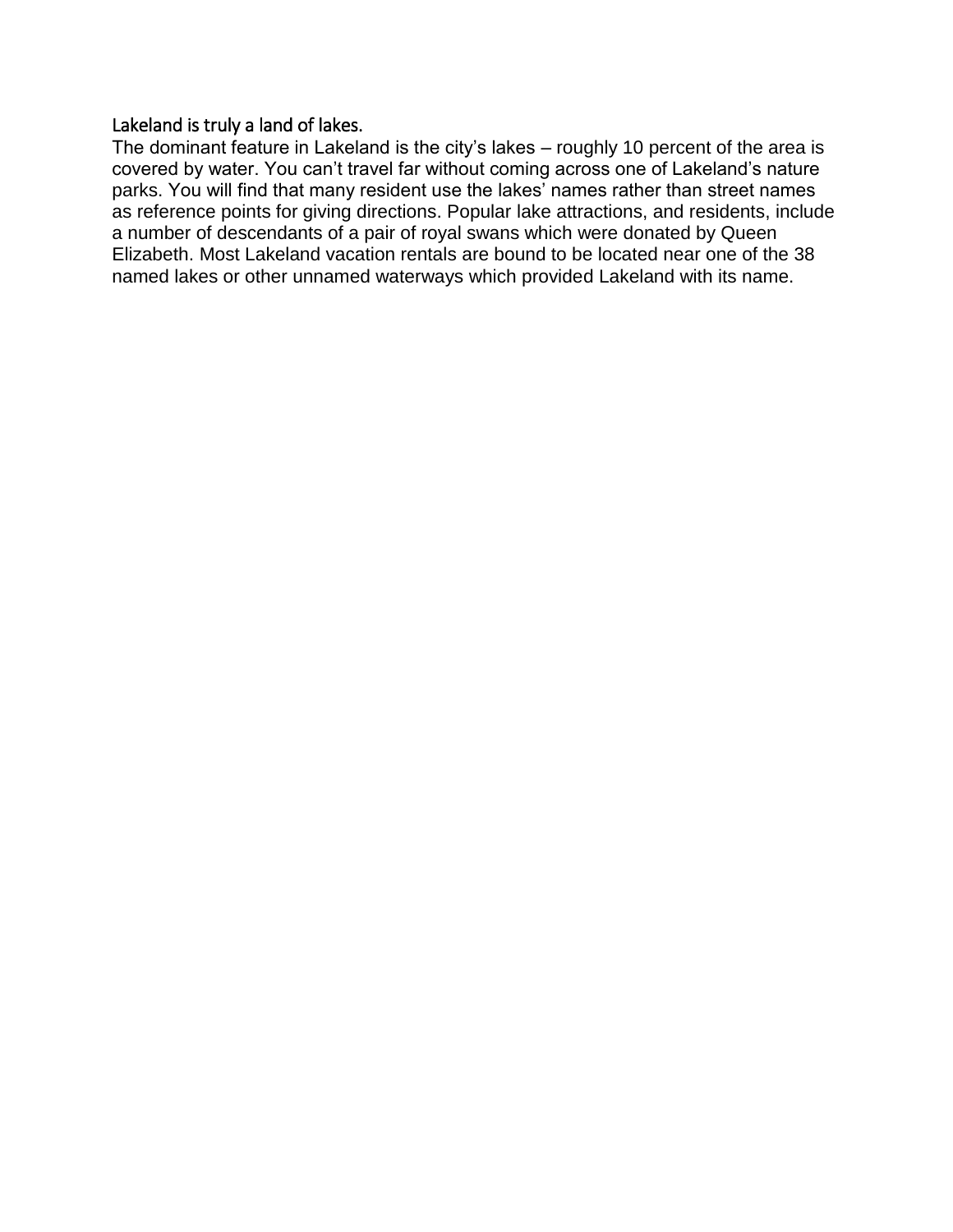## Lakeland is truly a land of lakes.

The dominant feature in Lakeland is the city's lakes – roughly 10 percent of the area is covered by water. You can't travel far without coming across one of Lakeland's nature parks. You will find that many resident use the lakes' names rather than street names as reference points for giving directions. Popular lake attractions, and residents, include a number of descendants of a pair of royal swans which were donated by Queen Elizabeth. Most Lakeland vacation rentals are bound to be located near one of the 38 named lakes or other unnamed waterways which provided Lakeland with its name.